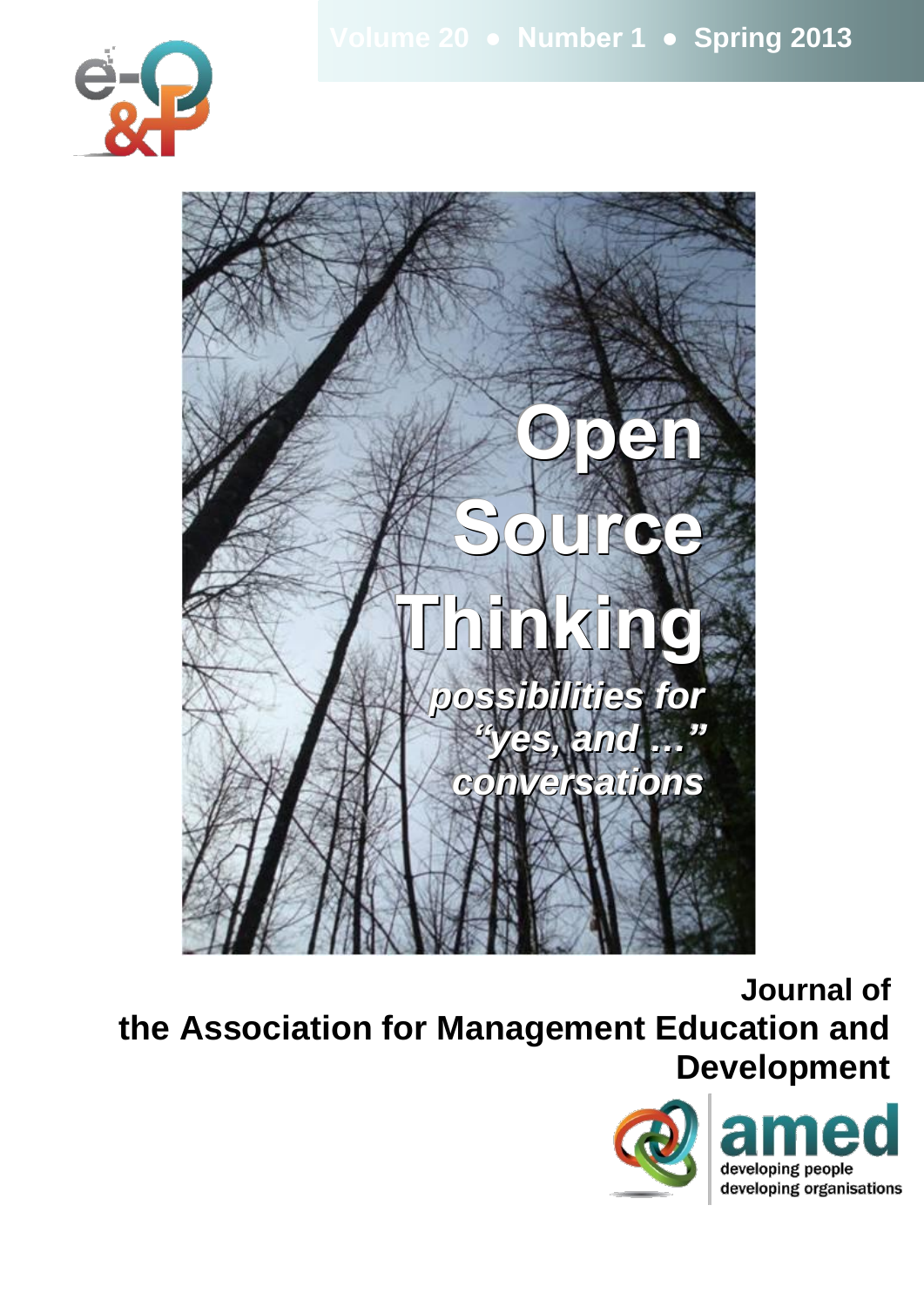Volume 20 ● Number 1 ● Spring 2013

# Open Source Thinking

*possibilities for "yes, and …" conversations*

**Journal of the Association for Management Education and Development**

amed

developing people
developing organisations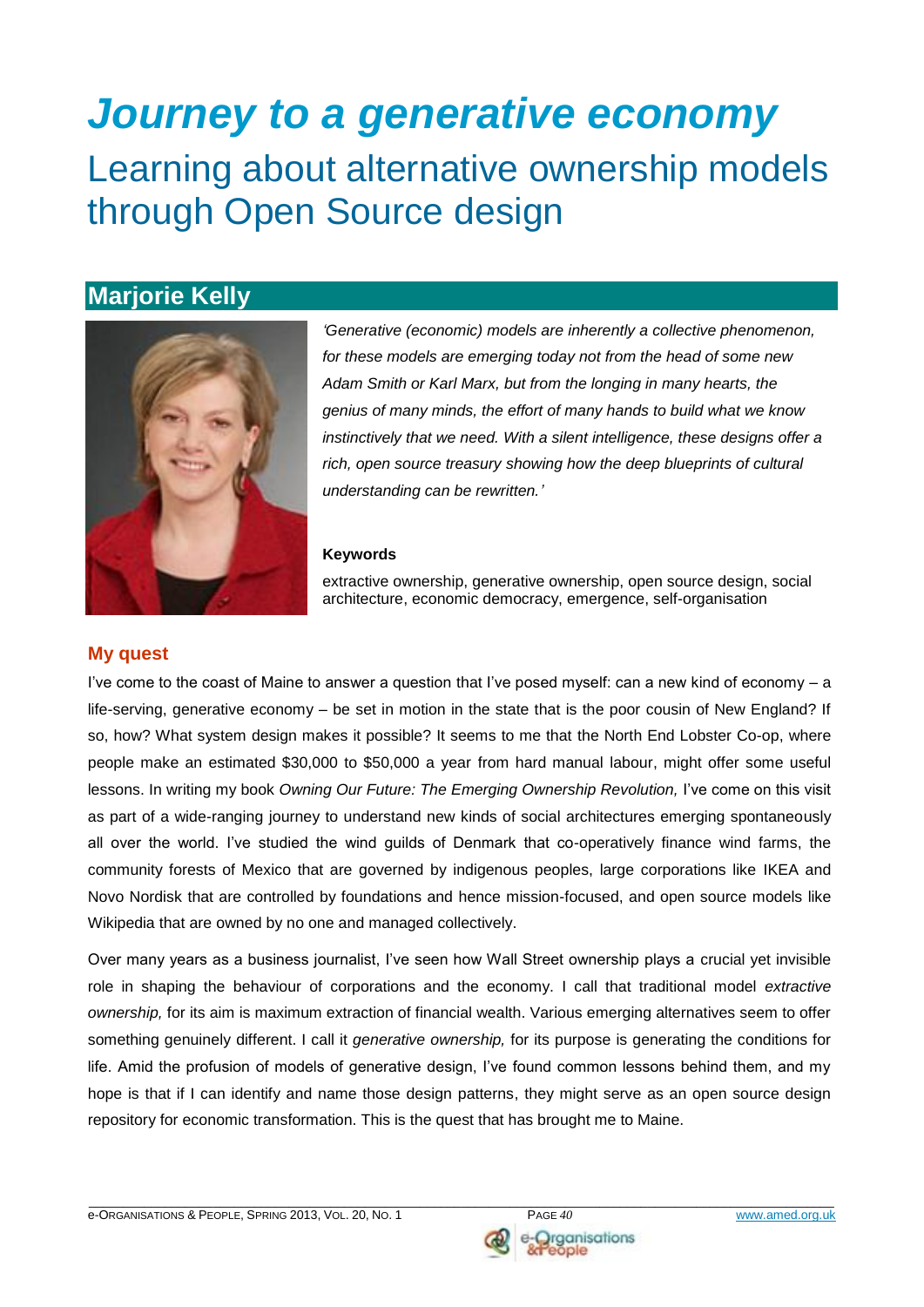# *Journey to a generative economy*

## Learning about alternative ownership models through Open Source design

### Marjorie Kelly

*'Generative (economic) models are inherently a collective phenomenon, for these models are emerging today not from the head of some new Adam Smith or Karl Marx, but from the longing in many hearts, the genius of many minds, the effort of many hands to build what we know instinctively that we need. With a silent intelligence, these designs offer a rich, open source treasury showing how the deep blueprints of cultural understanding can be rewritten.'*

**Keywords**

extractive ownership, generative ownership, open source design, social architecture, economic democracy, emergence, self-organisation

### My quest

I've come to the coast of Maine to answer a question that I've posed myself: can a new kind of economy – a life-serving, generative economy – be set in motion in the state that is the poor cousin of New England? If so, how? What system design makes it possible? It seems to me that the North End Lobster Co-op, where people make an estimated $30,000 to $50,000 a year from hard manual labour, might offer some useful lessons. In writing my book *Owning Our Future: The Emerging Ownership Revolution,* I've come on this visit as part of a wide-ranging journey to understand new kinds of social architectures emerging spontaneously all over the world. I've studied the wind guilds of Denmark that co-operatively finance wind farms, the community forests of Mexico that are governed by indigenous peoples, large corporations like IKEA and Novo Nordisk that are controlled by foundations and hence mission-focused, and open source models like Wikipedia that are owned by no one and managed collectively.

Over many years as a business journalist, I've seen how Wall Street ownership plays a crucial yet invisible role in shaping the behaviour of corporations and the economy. I call that traditional model *extractive ownership,* for its aim is maximum extraction of financial wealth. Various emerging alternatives seem to offer something genuinely different. I call it *generative ownership,* for its purpose is generating the conditions for life. Amid the profusion of models of generative design, I've found common lessons behind them, and my hope is that if I can identify and name those design patterns, they might serve as an open source design repository for economic transformation. This is the quest that has brought me to Maine.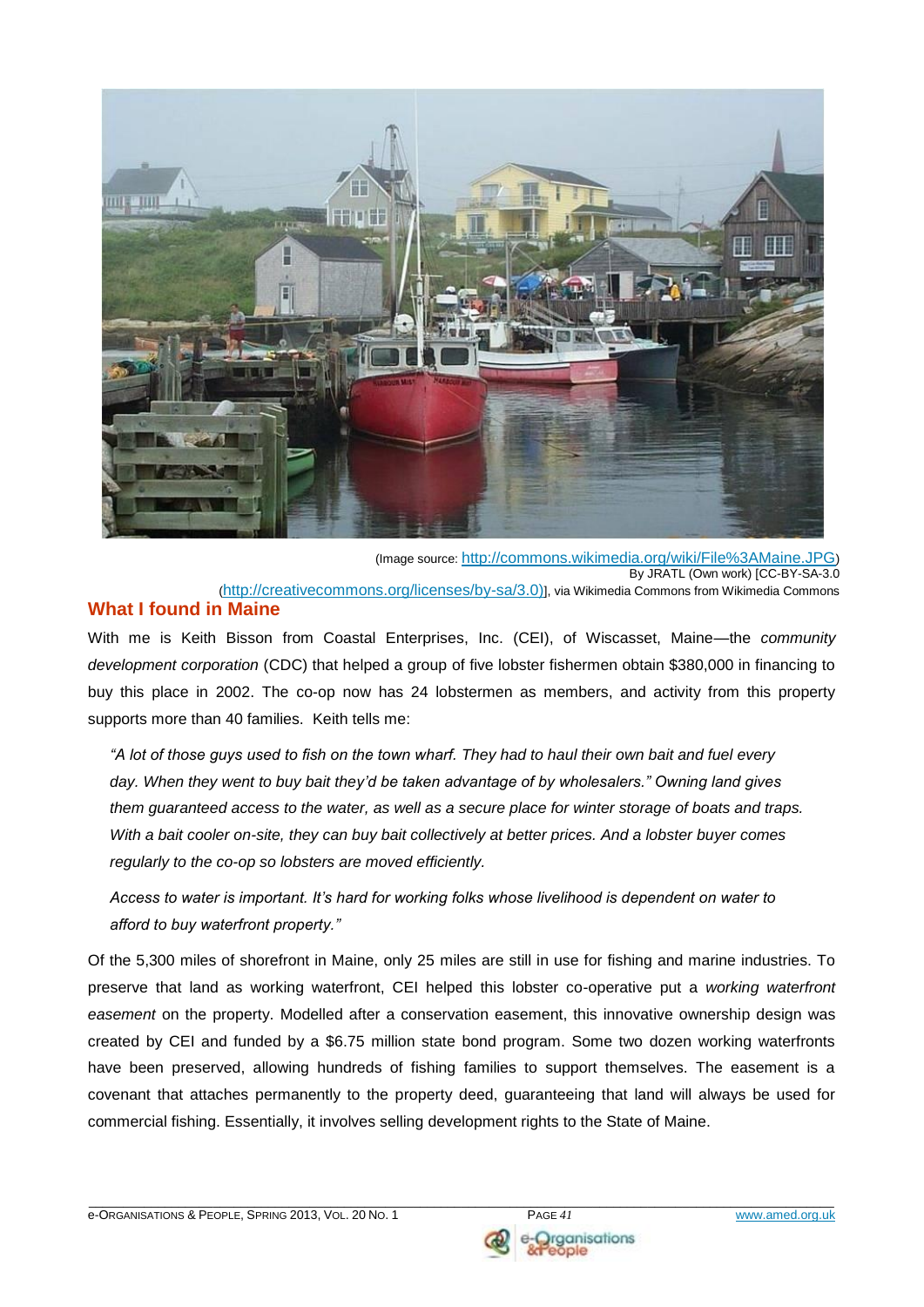(Image source: http://commons.wikimedia.org/wiki/File%3AMaine.JPG)
By JRATL (Own work) [CC-BY-SA-3.0 (http://creativecommons.org/licenses/by-sa/3.0)], via Wikimedia Commons from Wikimedia Commons

## What I found in Maine

With me is Keith Bisson from Coastal Enterprises, Inc. (CEI), of Wiscasset, Maine—the *community development corporation* (CDC) that helped a group of five lobster fishermen obtain $380,000 in financing to buy this place in 2002. The co-op now has 24 lobstermen as members, and activity from this property supports more than 40 families. Keith tells me:

> *"A lot of those guys used to fish on the town wharf. They had to haul their own bait and fuel every day. When they went to buy bait they'd be taken advantage of by wholesalers." Owning land gives them guaranteed access to the water, as well as a secure place for winter storage of boats and traps. With a bait cooler on-site, they can buy bait collectively at better prices. And a lobster buyer comes regularly to the co-op so lobsters are moved efficiently.*
>
> *Access to water is important. It's hard for working folks whose livelihood is dependent on water to afford to buy waterfront property."*

Of the 5,300 miles of shorefront in Maine, only 25 miles are still in use for fishing and marine industries. To preserve that land as working waterfront, CEI helped this lobster co-operative put a *working waterfront easement* on the property. Modelled after a conservation easement, this innovative ownership design was created by CEI and funded by a $6.75 million state bond program. Some two dozen working waterfronts have been preserved, allowing hundreds of fishing families to support themselves. The easement is a covenant that attaches permanently to the property deed, guaranteeing that land will always be used for commercial fishing. Essentially, it involves selling development rights to the State of Maine.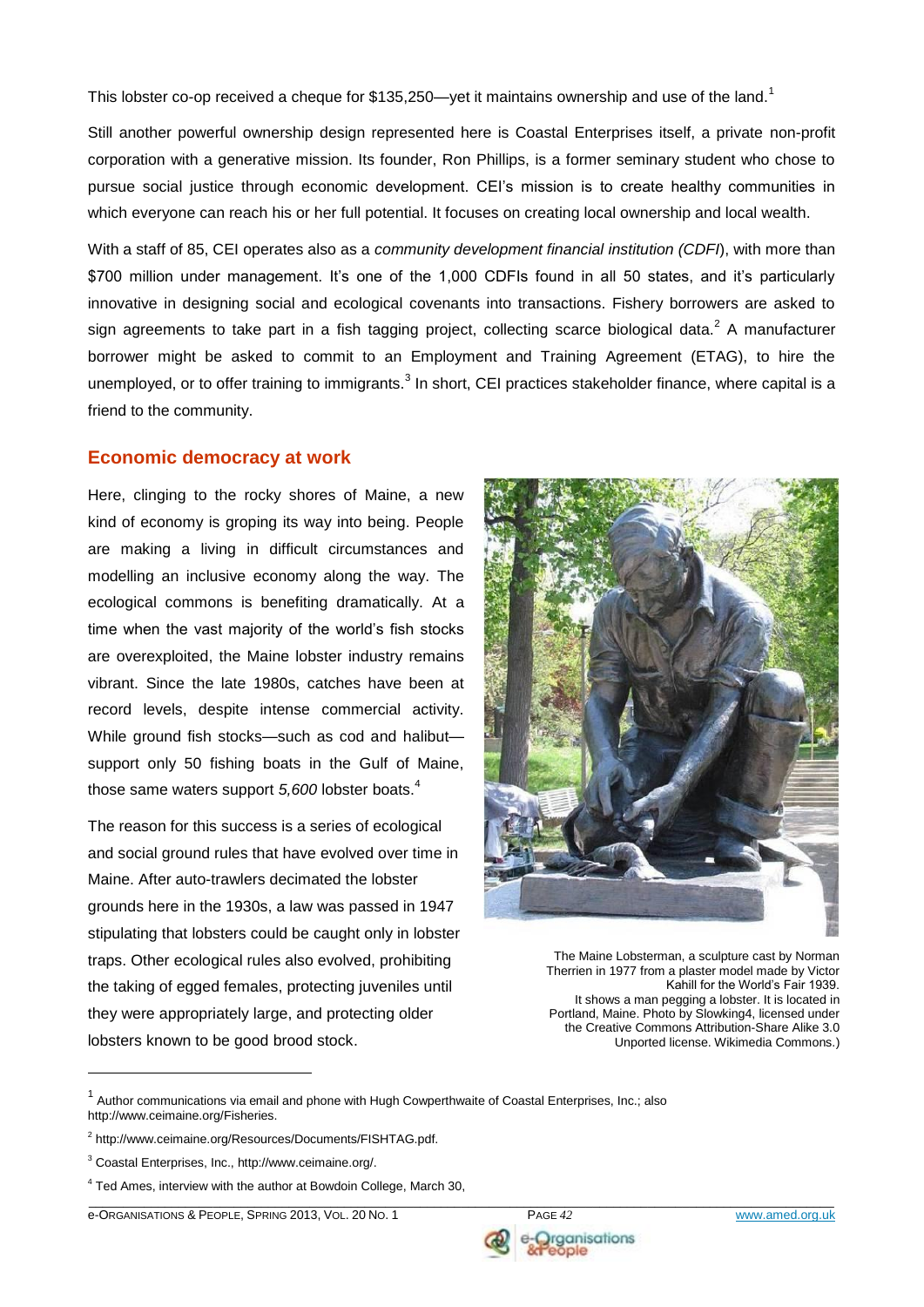This lobster co-op received a cheque for $135,250—yet it maintains ownership and use of the land.[1]

Still another powerful ownership design represented here is Coastal Enterprises itself, a private non-profit corporation with a generative mission. Its founder, Ron Phillips, is a former seminary student who chose to pursue social justice through economic development. CEI's mission is to create healthy communities in which everyone can reach his or her full potential. It focuses on creating local ownership and local wealth.

With a staff of 85, CEI operates also as a *community development financial institution (CDFI*), with more than $700 million under management. It's one of the 1,000 CDFIs found in all 50 states, and it's particularly innovative in designing social and ecological covenants into transactions. Fishery borrowers are asked to sign agreements to take part in a fish tagging project, collecting scarce biological data.[2] A manufacturer borrower might be asked to commit to an Employment and Training Agreement (ETAG), to hire the unemployed, or to offer training to immigrants.[3] In short, CEI practices stakeholder finance, where capital is a friend to the community.

## Economic democracy at work

Here, clinging to the rocky shores of Maine, a new kind of economy is groping its way into being. People are making a living in difficult circumstances and modelling an inclusive economy along the way. The ecological commons is benefiting dramatically. At a time when the vast majority of the world's fish stocks are overexploited, the Maine lobster industry remains vibrant. Since the late 1980s, catches have been at record levels, despite intense commercial activity. While ground fish stocks—such as cod and halibut—support only 50 fishing boats in the Gulf of Maine, those same waters support *5,600* lobster boats.[4]

The reason for this success is a series of ecological and social ground rules that have evolved over time in Maine. After auto-trawlers decimated the lobster grounds here in the 1930s, a law was passed in 1947 stipulating that lobsters could be caught only in lobster traps. Other ecological rules also evolved, prohibiting the taking of egged females, protecting juveniles until they were appropriately large, and protecting older lobsters known to be good brood stock.

The Maine Lobsterman, a sculpture cast by Norman Therrien in 1977 from a plaster model made by Victor Kahill for the World's Fair 1939. It shows a man pegging a lobster. It is located in Portland, Maine. Photo by Slowking4, licensed under the Creative Commons Attribution-Share Alike 3.0 Unported license. Wikimedia Commons.)

---

[1] Author communications via email and phone with Hugh Cowperthwaite of Coastal Enterprises, Inc.; also http://www.ceimaine.org/Fisheries.

[2] http://www.ceimaine.org/Resources/Documents/FISHTAG.pdf.

[3] Coastal Enterprises, Inc., http://www.ceimaine.org/.

[4] Ted Ames, interview with the author at Bowdoin College, March 30,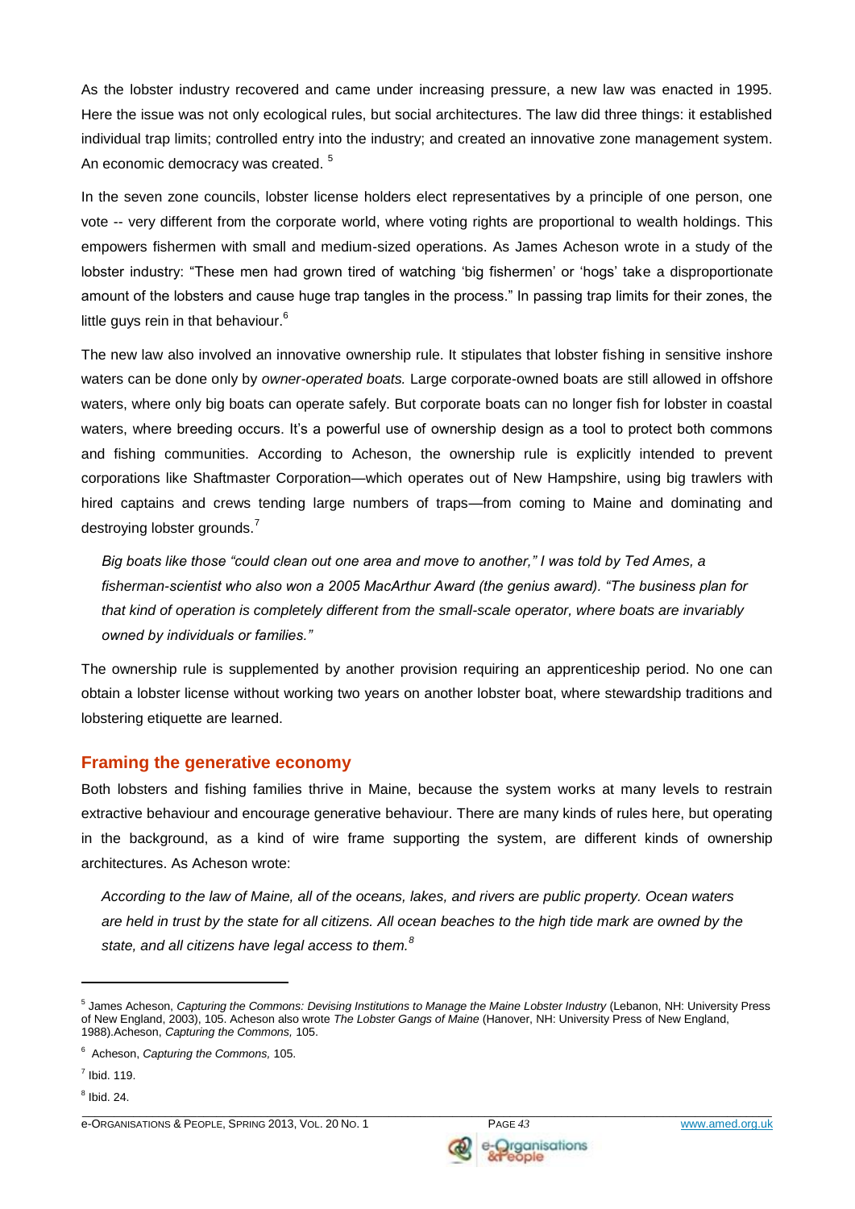As the lobster industry recovered and came under increasing pressure, a new law was enacted in 1995. Here the issue was not only ecological rules, but social architectures. The law did three things: it established individual trap limits; controlled entry into the industry; and created an innovative zone management system. An economic democracy was created. [5]

In the seven zone councils, lobster license holders elect representatives by a principle of one person, one vote -- very different from the corporate world, where voting rights are proportional to wealth holdings. This empowers fishermen with small and medium-sized operations. As James Acheson wrote in a study of the lobster industry: "These men had grown tired of watching 'big fishermen' or 'hogs' take a disproportionate amount of the lobsters and cause huge trap tangles in the process." In passing trap limits for their zones, the little guys rein in that behaviour.[6]

The new law also involved an innovative ownership rule. It stipulates that lobster fishing in sensitive inshore waters can be done only by *owner-operated boats.* Large corporate-owned boats are still allowed in offshore waters, where only big boats can operate safely. But corporate boats can no longer fish for lobster in coastal waters, where breeding occurs. It's a powerful use of ownership design as a tool to protect both commons and fishing communities. According to Acheson, the ownership rule is explicitly intended to prevent corporations like Shaftmaster Corporation—which operates out of New Hampshire, using big trawlers with hired captains and crews tending large numbers of traps—from coming to Maine and dominating and destroying lobster grounds.[7]

> *Big boats like those "could clean out one area and move to another," I was told by Ted Ames, a fisherman-scientist who also won a 2005 MacArthur Award (the genius award). "The business plan for that kind of operation is completely different from the small-scale operator, where boats are invariably owned by individuals or families."*

The ownership rule is supplemented by another provision requiring an apprenticeship period. No one can obtain a lobster license without working two years on another lobster boat, where stewardship traditions and lobstering etiquette are learned.

## Framing the generative economy

Both lobsters and fishing families thrive in Maine, because the system works at many levels to restrain extractive behaviour and encourage generative behaviour. There are many kinds of rules here, but operating in the background, as a kind of wire frame supporting the system, are different kinds of ownership architectures. As Acheson wrote:

> *According to the law of Maine, all of the oceans, lakes, and rivers are public property. Ocean waters are held in trust by the state for all citizens. All ocean beaches to the high tide mark are owned by the state, and all citizens have legal access to them.[8]*

---

[5] James Acheson, *Capturing the Commons: Devising Institutions to Manage the Maine Lobster Industry* (Lebanon, NH: University Press of New England, 2003), 105. Acheson also wrote *The Lobster Gangs of Maine* (Hanover, NH: University Press of New England, 1988).Acheson, *Capturing the Commons,* 105.

[6] Acheson, *Capturing the Commons,* 105.

[7] Ibid. 119.

[8] Ibid. 24.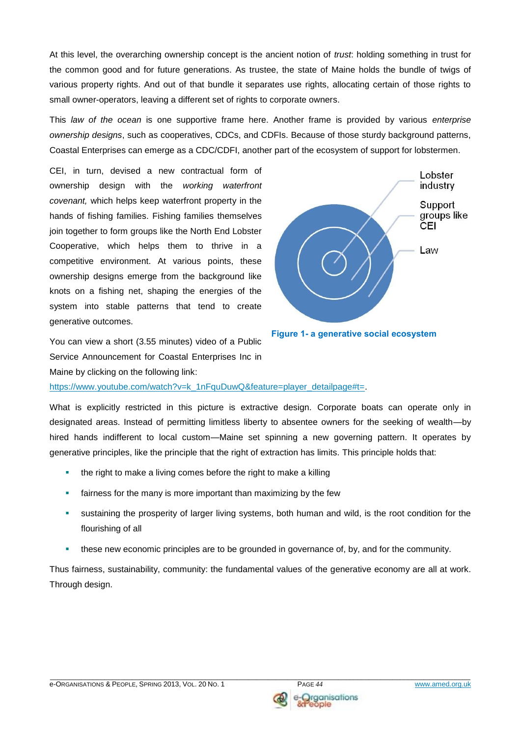At this level, the overarching ownership concept is the ancient notion of *trust*: holding something in trust for the common good and for future generations. As trustee, the state of Maine holds the bundle of twigs of various property rights. And out of that bundle it separates use rights, allocating certain of those rights to small owner-operators, leaving a different set of rights to corporate owners.

This *law of the ocean* is one supportive frame here. Another frame is provided by various *enterprise ownership designs*, such as cooperatives, CDCs, and CDFIs. Because of those sturdy background patterns, Coastal Enterprises can emerge as a CDC/CDFI, another part of the ecosystem of support for lobstermen.

CEI, in turn, devised a new contractual form of ownership design with the *working waterfront covenant,* which helps keep waterfront property in the hands of fishing families. Fishing families themselves join together to form groups like the North End Lobster Cooperative, which helps them to thrive in a competitive environment. At various points, these ownership designs emerge from the background like knots on a fishing net, shaping the energies of the system into stable patterns that tend to create generative outcomes.

Lobster industry

Support groups like CEI

Law

**Figure 1- a generative social ecosystem**

You can view a short (3.55 minutes) video of a Public Service Announcement for Coastal Enterprises Inc in Maine by clicking on the following link: https://www.youtube.com/watch?v=k_1nFquDuwQ&feature=player_detailpage#t=.

What is explicitly restricted in this picture is extractive design. Corporate boats can operate only in designated areas. Instead of permitting limitless liberty to absentee owners for the seeking of wealth—by hired hands indifferent to local custom—Maine set spinning a new governing pattern. It operates by generative principles, like the principle that the right of extraction has limits. This principle holds that:

- the right to make a living comes before the right to make a killing
- fairness for the many is more important than maximizing by the few
- sustaining the prosperity of larger living systems, both human and wild, is the root condition for the flourishing of all
- these new economic principles are to be grounded in governance of, by, and for the community.

Thus fairness, sustainability, community: the fundamental values of the generative economy are all at work. Through design.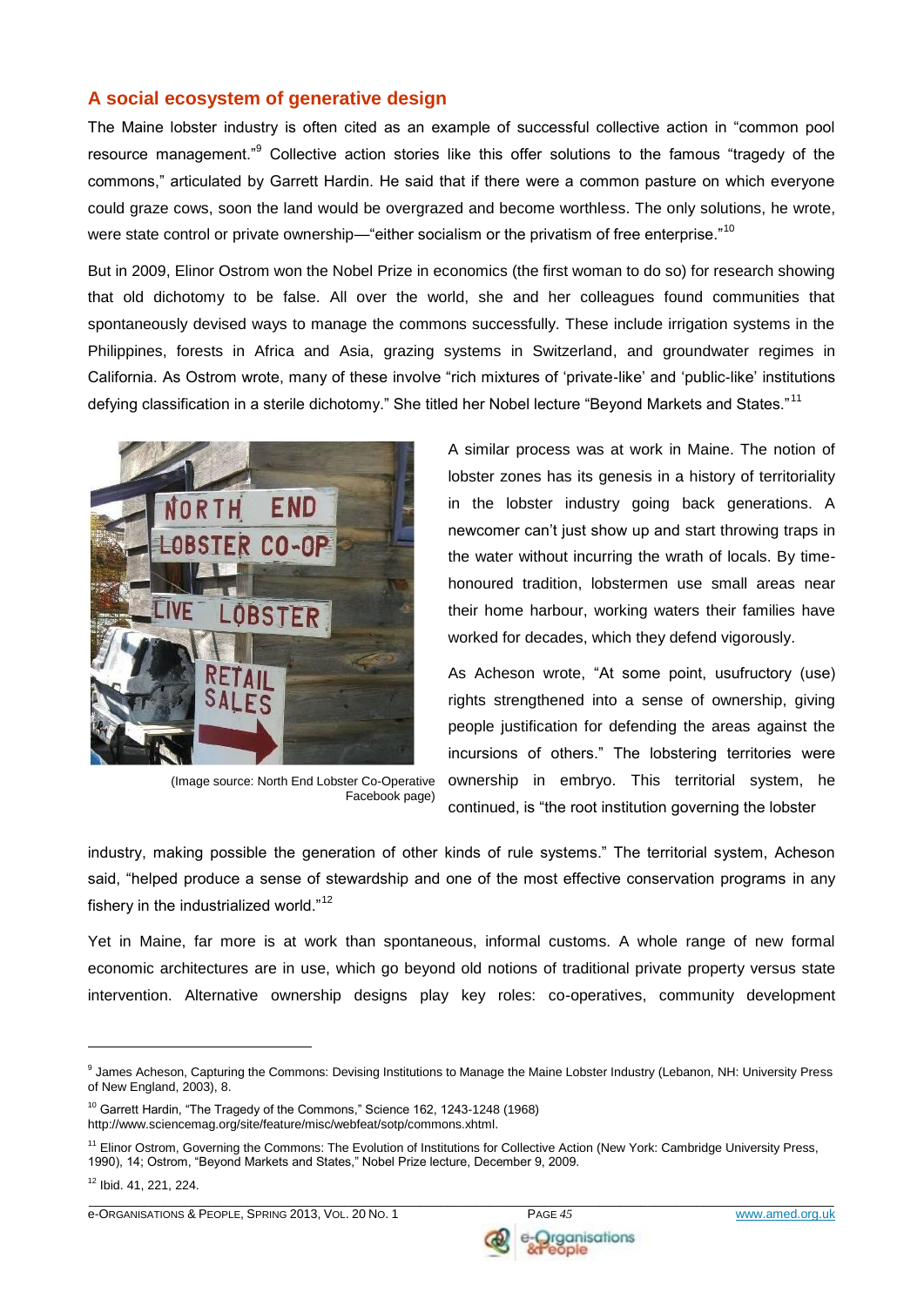## A social ecosystem of generative design

The Maine lobster industry is often cited as an example of successful collective action in "common pool resource management."[9] Collective action stories like this offer solutions to the famous "tragedy of the commons," articulated by Garrett Hardin. He said that if there were a common pasture on which everyone could graze cows, soon the land would be overgrazed and become worthless. The only solutions, he wrote, were state control or private ownership—"either socialism or the privatism of free enterprise."[10]

But in 2009, Elinor Ostrom won the Nobel Prize in economics (the first woman to do so) for research showing that old dichotomy to be false. All over the world, she and her colleagues found communities that spontaneously devised ways to manage the commons successfully. These include irrigation systems in the Philippines, forests in Africa and Asia, grazing systems in Switzerland, and groundwater regimes in California. As Ostrom wrote, many of these involve "rich mixtures of 'private-like' and 'public-like' institutions defying classification in a sterile dichotomy." She titled her Nobel lecture "Beyond Markets and States."[11]

(Image source: North End Lobster Co-Operative Facebook page)

A similar process was at work in Maine. The notion of lobster zones has its genesis in a history of territoriality in the lobster industry going back generations. A newcomer can't just show up and start throwing traps in the water without incurring the wrath of locals. By time-honoured tradition, lobstermen use small areas near their home harbour, working waters their families have worked for decades, which they defend vigorously.

As Acheson wrote, "At some point, usufructory (use) rights strengthened into a sense of ownership, giving people justification for defending the areas against the incursions of others." The lobstering territories were ownership in embryo. This territorial system, he continued, is "the root institution governing the lobster industry, making possible the generation of other kinds of rule systems." The territorial system, Acheson said, "helped produce a sense of stewardship and one of the most effective conservation programs in any fishery in the industrialized world."[12]

Yet in Maine, far more is at work than spontaneous, informal customs. A whole range of new formal economic architectures are in use, which go beyond old notions of traditional private property versus state intervention. Alternative ownership designs play key roles: co-operatives, community development

---

[9] James Acheson, Capturing the Commons: Devising Institutions to Manage the Maine Lobster Industry (Lebanon, NH: University Press of New England, 2003), 8.

[10] Garrett Hardin, "The Tragedy of the Commons," Science 162, 1243-1248 (1968) http://www.sciencemag.org/site/feature/misc/webfeat/sotp/commons.xhtml.

[11] Elinor Ostrom, Governing the Commons: The Evolution of Institutions for Collective Action (New York: Cambridge University Press, 1990), 14; Ostrom, "Beyond Markets and States," Nobel Prize lecture, December 9, 2009.

[12] Ibid. 41, 221, 224.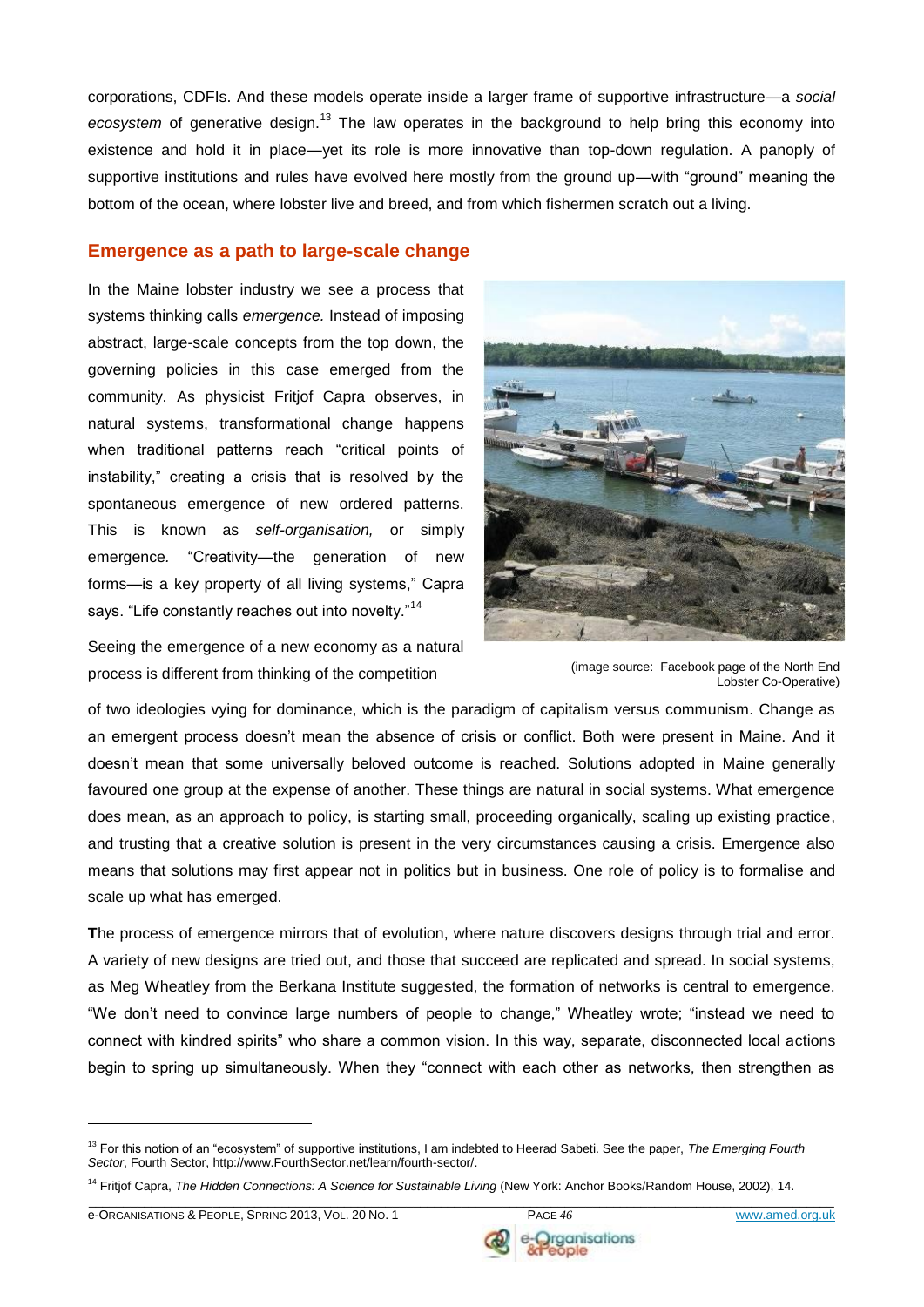corporations, CDFIs. And these models operate inside a larger frame of supportive infrastructure—a *social ecosystem* of generative design.[13] The law operates in the background to help bring this economy into existence and hold it in place—yet its role is more innovative than top-down regulation. A panoply of supportive institutions and rules have evolved here mostly from the ground up—with "ground" meaning the bottom of the ocean, where lobster live and breed, and from which fishermen scratch out a living.

## Emergence as a path to large-scale change

In the Maine lobster industry we see a process that systems thinking calls *emergence.* Instead of imposing abstract, large-scale concepts from the top down, the governing policies in this case emerged from the community. As physicist Fritjof Capra observes, in natural systems, transformational change happens when traditional patterns reach "critical points of instability," creating a crisis that is resolved by the spontaneous emergence of new ordered patterns. This is known as *self-organisation,* or simply emergence. "Creativity—the generation of new forms—is a key property of all living systems," Capra says. "Life constantly reaches out into novelty."[14]

(image source: Facebook page of the North End Lobster Co-Operative)

Seeing the emergence of a new economy as a natural process is different from thinking of the competition of two ideologies vying for dominance, which is the paradigm of capitalism versus communism. Change as an emergent process doesn't mean the absence of crisis or conflict. Both were present in Maine. And it doesn't mean that some universally beloved outcome is reached. Solutions adopted in Maine generally favoured one group at the expense of another. These things are natural in social systems. What emergence does mean, as an approach to policy, is starting small, proceeding organically, scaling up existing practice, and trusting that a creative solution is present in the very circumstances causing a crisis. Emergence also means that solutions may first appear not in politics but in business. One role of policy is to formalise and scale up what has emerged.

**T**he process of emergence mirrors that of evolution, where nature discovers designs through trial and error. A variety of new designs are tried out, and those that succeed are replicated and spread. In social systems, as Meg Wheatley from the Berkana Institute suggested, the formation of networks is central to emergence. "We don't need to convince large numbers of people to change," Wheatley wrote; "instead we need to connect with kindred spirits" who share a common vision. In this way, separate, disconnected local actions begin to spring up simultaneously. When they "connect with each other as networks, then strengthen as

---

[13] For this notion of an "ecosystem" of supportive institutions, I am indebted to Heerad Sabeti. See the paper, *The Emerging Fourth Sector*, Fourth Sector, http://www.FourthSector.net/learn/fourth-sector/.

[14] Fritjof Capra, *The Hidden Connections: A Science for Sustainable Living* (New York: Anchor Books/Random House, 2002), 14.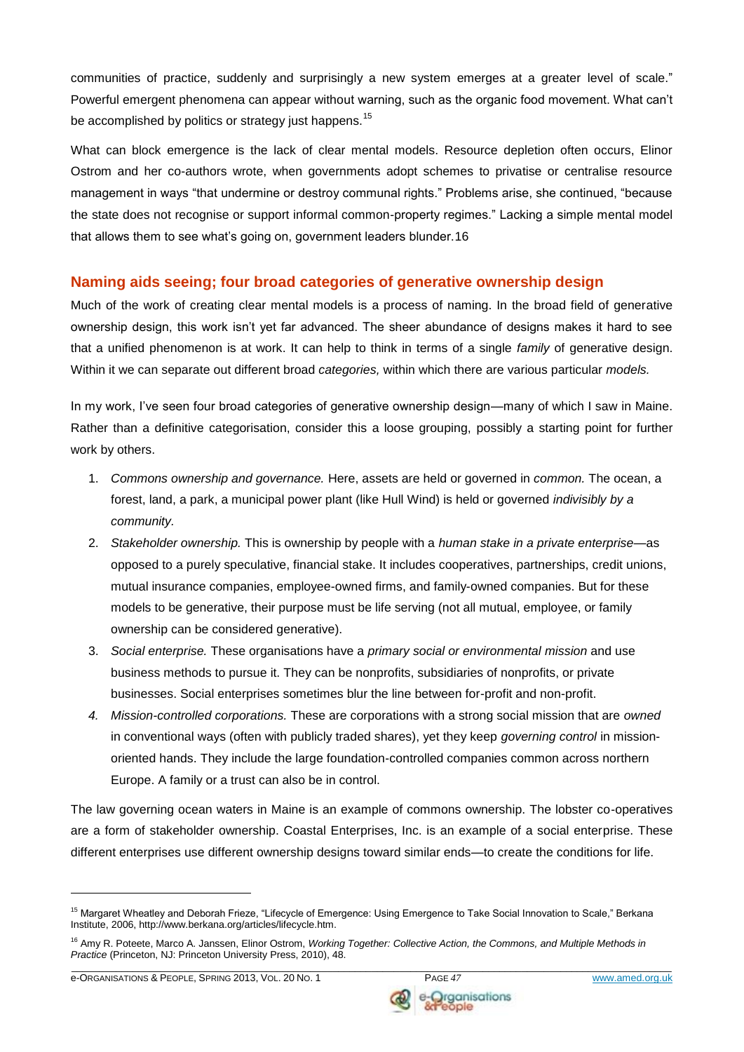communities of practice, suddenly and surprisingly a new system emerges at a greater level of scale." Powerful emergent phenomena can appear without warning, such as the organic food movement. What can't be accomplished by politics or strategy just happens.[15]

What can block emergence is the lack of clear mental models. Resource depletion often occurs, Elinor Ostrom and her co-authors wrote, when governments adopt schemes to privatise or centralise resource management in ways "that undermine or destroy communal rights." Problems arise, she continued, "because the state does not recognise or support informal common-property regimes." Lacking a simple mental model that allows them to see what's going on, government leaders blunder.16

## Naming aids seeing; four broad categories of generative ownership design

Much of the work of creating clear mental models is a process of naming. In the broad field of generative ownership design, this work isn't yet far advanced. The sheer abundance of designs makes it hard to see that a unified phenomenon is at work. It can help to think in terms of a single *family* of generative design. Within it we can separate out different broad *categories,* within which there are various particular *models.*

In my work, I've seen four broad categories of generative ownership design—many of which I saw in Maine. Rather than a definitive categorisation, consider this a loose grouping, possibly a starting point for further work by others.

1. *Commons ownership and governance.* Here, assets are held or governed in *common.* The ocean, a forest, land, a park, a municipal power plant (like Hull Wind) is held or governed *indivisibly by a community.*
2. *Stakeholder ownership.* This is ownership by people with a *human stake in a private enterprise*—as opposed to a purely speculative, financial stake. It includes cooperatives, partnerships, credit unions, mutual insurance companies, employee-owned firms, and family-owned companies. But for these models to be generative, their purpose must be life serving (not all mutual, employee, or family ownership can be considered generative).
3. *Social enterprise.* These organisations have a *primary social or environmental mission* and use business methods to pursue it. They can be nonprofits, subsidiaries of nonprofits, or private businesses. Social enterprises sometimes blur the line between for-profit and non-profit.
4. *Mission-controlled corporations.* These are corporations with a strong social mission that are *owned* in conventional ways (often with publicly traded shares), yet they keep *governing control* in mission-oriented hands. They include the large foundation-controlled companies common across northern Europe. A family or a trust can also be in control.

The law governing ocean waters in Maine is an example of commons ownership. The lobster co-operatives are a form of stakeholder ownership. Coastal Enterprises, Inc. is an example of a social enterprise. These different enterprises use different ownership designs toward similar ends—to create the conditions for life.

---

[15] Margaret Wheatley and Deborah Frieze, "Lifecycle of Emergence: Using Emergence to Take Social Innovation to Scale," Berkana Institute, 2006, http://www.berkana.org/articles/lifecycle.htm.

[16] Amy R. Poteete, Marco A. Janssen, Elinor Ostrom, *Working Together: Collective Action, the Commons, and Multiple Methods in Practice* (Princeton, NJ: Princeton University Press, 2010), 48.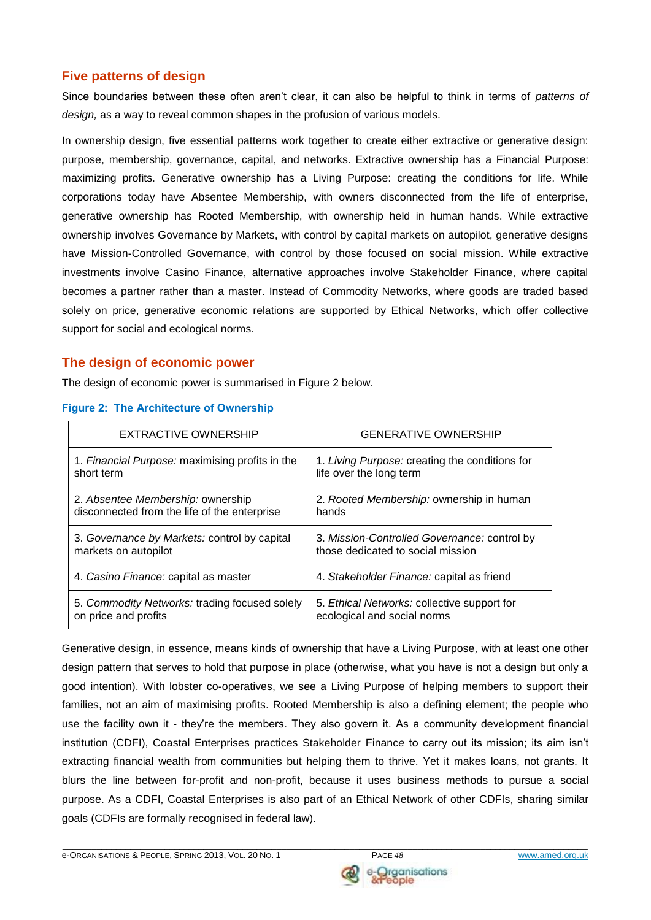## Five patterns of design

Since boundaries between these often aren't clear, it can also be helpful to think in terms of *patterns of design,* as a way to reveal common shapes in the profusion of various models.

In ownership design, five essential patterns work together to create either extractive or generative design: purpose, membership, governance, capital, and networks. Extractive ownership has a Financial Purpose: maximizing profits. Generative ownership has a Living Purpose: creating the conditions for life. While corporations today have Absentee Membership, with owners disconnected from the life of enterprise, generative ownership has Rooted Membership, with ownership held in human hands. While extractive ownership involves Governance by Markets, with control by capital markets on autopilot, generative designs have Mission-Controlled Governance, with control by those focused on social mission. While extractive investments involve Casino Finance, alternative approaches involve Stakeholder Finance, where capital becomes a partner rather than a master. Instead of Commodity Networks, where goods are traded based solely on price, generative economic relations are supported by Ethical Networks, which offer collective support for social and ecological norms.

## The design of economic power

The design of economic power is summarised in Figure 2 below.

**Figure 2: The Architecture of Ownership**

| EXTRACTIVE OWNERSHIP | GENERATIVE OWNERSHIP |
|---|---|
| 1. *Financial Purpose:* maximising profits in the short term | 1. *Living Purpose:* creating the conditions for life over the long term |
| 2. *Absentee Membership:* ownership disconnected from the life of the enterprise | 2. *Rooted Membership:* ownership in human hands |
| 3. *Governance by Markets:* control by capital markets on autopilot | 3. *Mission-Controlled Governance:* control by those dedicated to social mission |
| 4. *Casino Finance:* capital as master | 4. *Stakeholder Finance:* capital as friend |
| 5. *Commodity Networks:* trading focused solely on price and profits | 5. *Ethical Networks:* collective support for ecological and social norms |

Generative design, in essence, means kinds of ownership that have a Living Purpose, with at least one other design pattern that serves to hold that purpose in place (otherwise, what you have is not a design but only a good intention). With lobster co-operatives, we see a Living Purpose of helping members to support their families, not an aim of maximising profits. Rooted Membership is also a defining element; the people who use the facility own it - they're the members. They also govern it. As a community development financial institution (CDFI), Coastal Enterprises practices Stakeholder Finance to carry out its mission; its aim isn't extracting financial wealth from communities but helping them to thrive. Yet it makes loans, not grants. It blurs the line between for-profit and non-profit, because it uses business methods to pursue a social purpose. As a CDFI, Coastal Enterprises is also part of an Ethical Network of other CDFIs, sharing similar goals (CDFIs are formally recognised in federal law).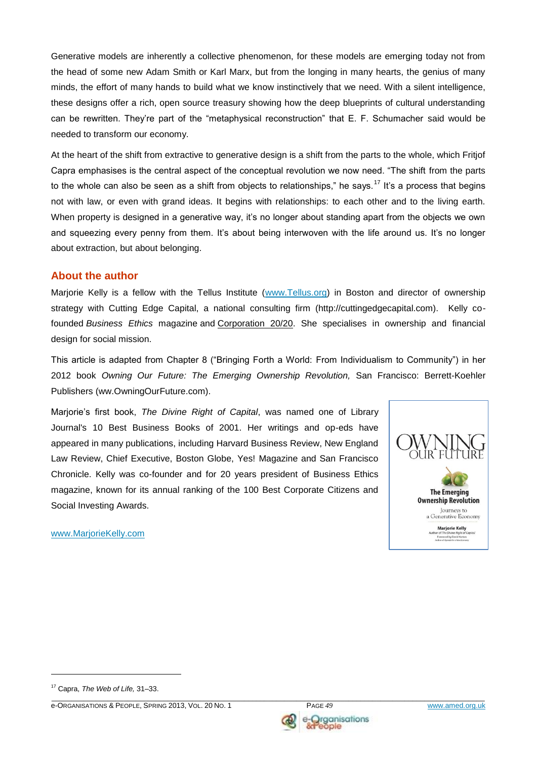Generative models are inherently a collective phenomenon, for these models are emerging today not from the head of some new Adam Smith or Karl Marx, but from the longing in many hearts, the genius of many minds, the effort of many hands to build what we know instinctively that we need. With a silent intelligence, these designs offer a rich, open source treasury showing how the deep blueprints of cultural understanding can be rewritten. They're part of the "metaphysical reconstruction" that E. F. Schumacher said would be needed to transform our economy.

At the heart of the shift from extractive to generative design is a shift from the parts to the whole, which Fritjof Capra emphasises is the central aspect of the conceptual revolution we now need. "The shift from the parts to the whole can also be seen as a shift from objects to relationships," he says.[17] It's a process that begins not with law, or even with grand ideas. It begins with relationships: to each other and to the living earth. When property is designed in a generative way, it's no longer about standing apart from the objects we own and squeezing every penny from them. It's about being interwoven with the life around us. It's no longer about extraction, but about belonging.

## About the author

Marjorie Kelly is a fellow with the Tellus Institute (www.Tellus.org) in Boston and director of ownership strategy with Cutting Edge Capital, a national consulting firm (http://cuttingedgecapital.com). Kelly co-founded *Business Ethics* magazine and Corporation 20/20. She specialises in ownership and financial design for social mission.

This article is adapted from Chapter 8 ("Bringing Forth a World: From Individualism to Community") in her 2012 book *Owning Our Future: The Emerging Ownership Revolution,* San Francisco: Berrett-Koehler Publishers (ww.OwningOurFuture.com).

Marjorie's first book, *The Divine Right of Capital*, was named one of Library Journal's 10 Best Business Books of 2001. Her writings and op-eds have appeared in many publications, including Harvard Business Review, New England Law Review, Chief Executive, Boston Globe, Yes! Magazine and San Francisco Chronicle. Kelly was co-founder and for 20 years president of Business Ethics magazine, known for its annual ranking of the 100 Best Corporate Citizens and Social Investing Awards.

www.MarjorieKelly.com

---

[17] Capra, *The Web of Life,* 31–33.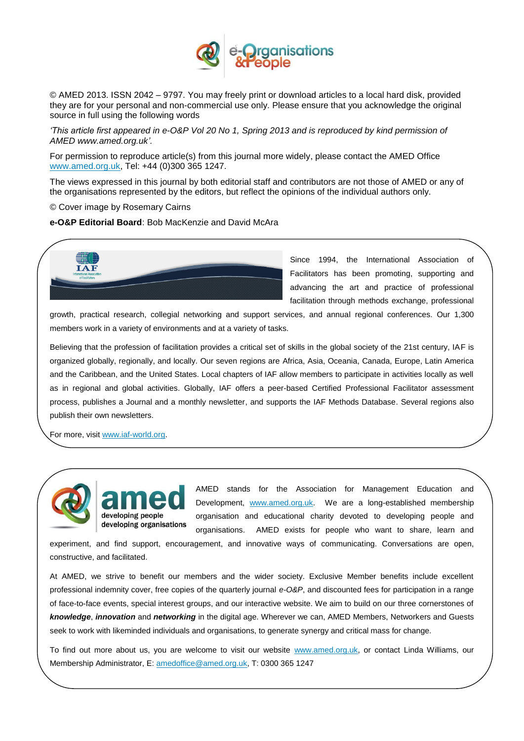© AMED 2013. ISSN 2042 – 9797. You may freely print or download articles to a local hard disk, provided they are for your personal and non-commercial use only. Please ensure that you acknowledge the original source in full using the following words

*'This article first appeared in e-O&P Vol 20 No 1, Spring 2013 and is reproduced by kind permission of AMED www.amed.org.uk'.*

For permission to reproduce article(s) from this journal more widely, please contact the AMED Office www.amed.org.uk, Tel: +44 (0)300 365 1247.

The views expressed in this journal by both editorial staff and contributors are not those of AMED or any of the organisations represented by the editors, but reflect the opinions of the individual authors only.

© Cover image by Rosemary Cairns

**e-O&P Editorial Board**: Bob MacKenzie and David McAra

Since 1994, the International Association of Facilitators has been promoting, supporting and advancing the art and practice of professional facilitation through methods exchange, professional growth, practical research, collegial networking and support services, and annual regional conferences. Our 1,300 members work in a variety of environments and at a variety of tasks.

Believing that the profession of facilitation provides a critical set of skills in the global society of the 21st century, IAF is organized globally, regionally, and locally. Our seven regions are Africa, Asia, Oceania, Canada, Europe, Latin America and the Caribbean, and the United States. Local chapters of IAF allow members to participate in activities locally as well as in regional and global activities. Globally, IAF offers a peer-based Certified Professional Facilitator assessment process, publishes a Journal and a monthly newsletter, and supports the IAF Methods Database. Several regions also publish their own newsletters.

For more, visit www.iaf-world.org.

AMED stands for the Association for Management Education and Development, www.amed.org.uk. We are a long-established membership organisation and educational charity devoted to developing people and organisations. AMED exists for people who want to share, learn and experiment, and find support, encouragement, and innovative ways of communicating. Conversations are open, constructive, and facilitated.

At AMED, we strive to benefit our members and the wider society. Exclusive Member benefits include excellent professional indemnity cover, free copies of the quarterly journal *e-O&P*, and discounted fees for participation in a range of face-to-face events, special interest groups, and our interactive website. We aim to build on our three cornerstones of ***knowledge***, ***innovation*** and ***networking*** in the digital age. Wherever we can, AMED Members, Networkers and Guests seek to work with likeminded individuals and organisations, to generate synergy and critical mass for change.

To find out more about us, you are welcome to visit our website www.amed.org.uk, or contact Linda Williams, our Membership Administrator, E: amedoffice@amed.org.uk, T: 0300 365 1247